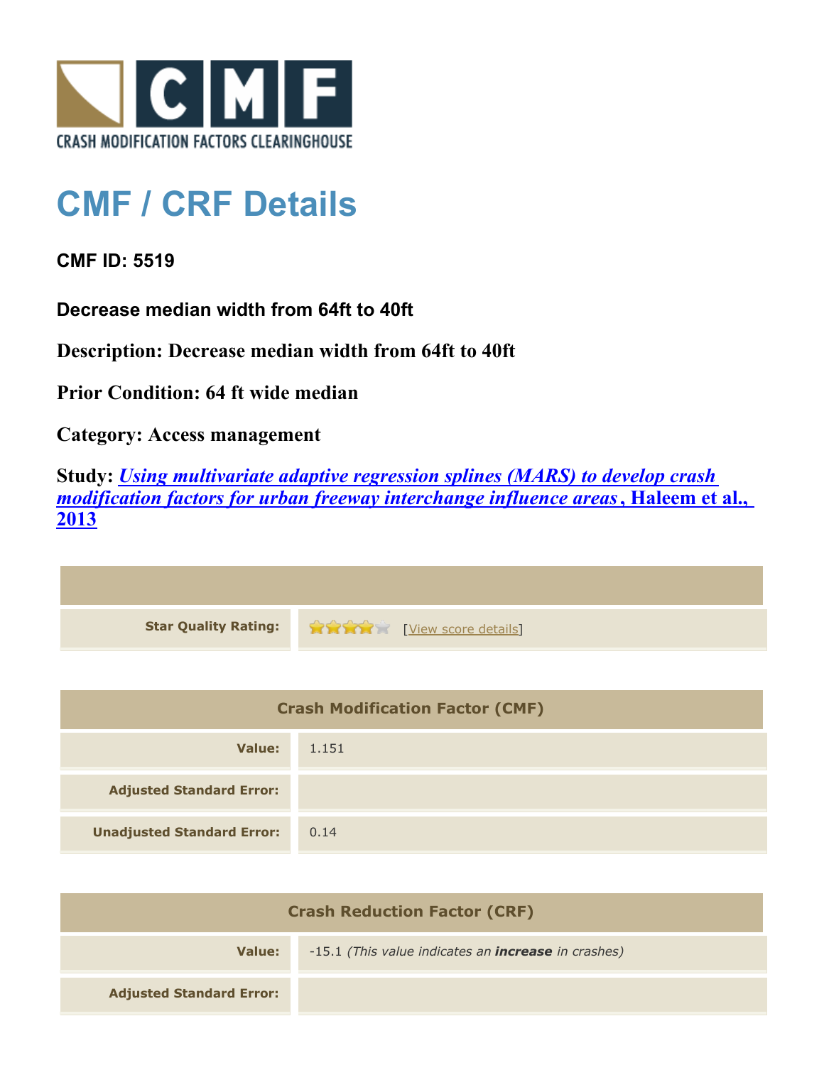# CMF / CRF Details

**CMF ID: 5519**

**Decrease median width from 64ft to 40ft**

**Description: Decrease median width from 64ft to 40ft**

**Prior Condition: 64 ft wide median**

**Category: Access management**

**Study: *Using multivariate adaptive regression splines (MARS) to develop crash modification factors for urban freeway interchange influence areas*, Haleem et al., 2013**

| | |
|---|---|
| **Star Quality Rating:** | [View score details] |

| Crash Modification Factor (CMF) | |
|---|---|
| **Value:** | 1.151 |
| **Adjusted Standard Error:** | |
| **Unadjusted Standard Error:** | 0.14 |

| Crash Reduction Factor (CRF) | |
|---|---|
| **Value:** | -15.1 *(This value indicates an **increase** in crashes)* |
| **Adjusted Standard Error:** | |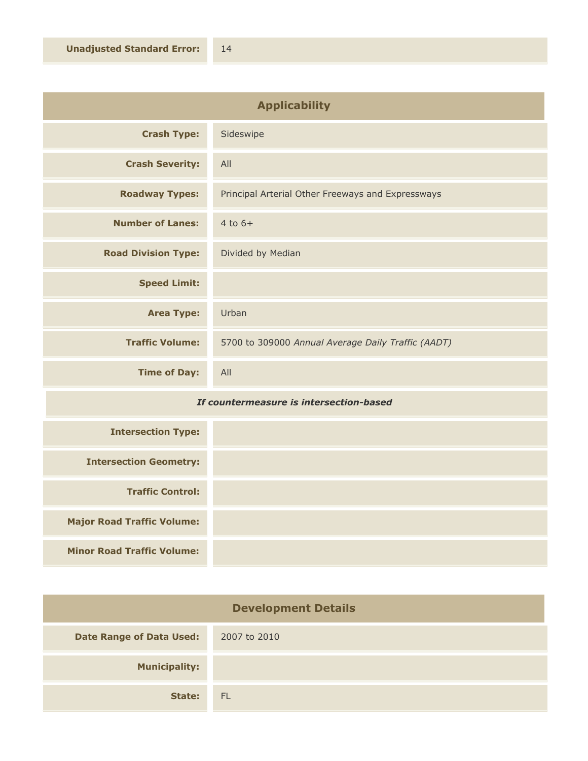| | |
|---|---|
| **Unadjusted Standard Error:** | 14 |

## Applicability

| | |
|---|---|
| **Crash Type:** | Sideswipe |
| **Crash Severity:** | All |
| **Roadway Types:** | Principal Arterial Other Freeways and Expressways |
| **Number of Lanes:** | 4 to 6+ |
| **Road Division Type:** | Divided by Median |
| **Speed Limit:** | |
| **Area Type:** | Urban |
| **Traffic Volume:** | 5700 to 309000 *Annual Average Daily Traffic (AADT)* |
| **Time of Day:** | All |

***If countermeasure is intersection-based***

| | |
|---|---|
| **Intersection Type:** | |
| **Intersection Geometry:** | |
| **Traffic Control:** | |
| **Major Road Traffic Volume:** | |
| **Minor Road Traffic Volume:** | |

## Development Details

| | |
|---|---|
| **Date Range of Data Used:** | 2007 to 2010 |
| **Municipality:** | |
| **State:** | FL |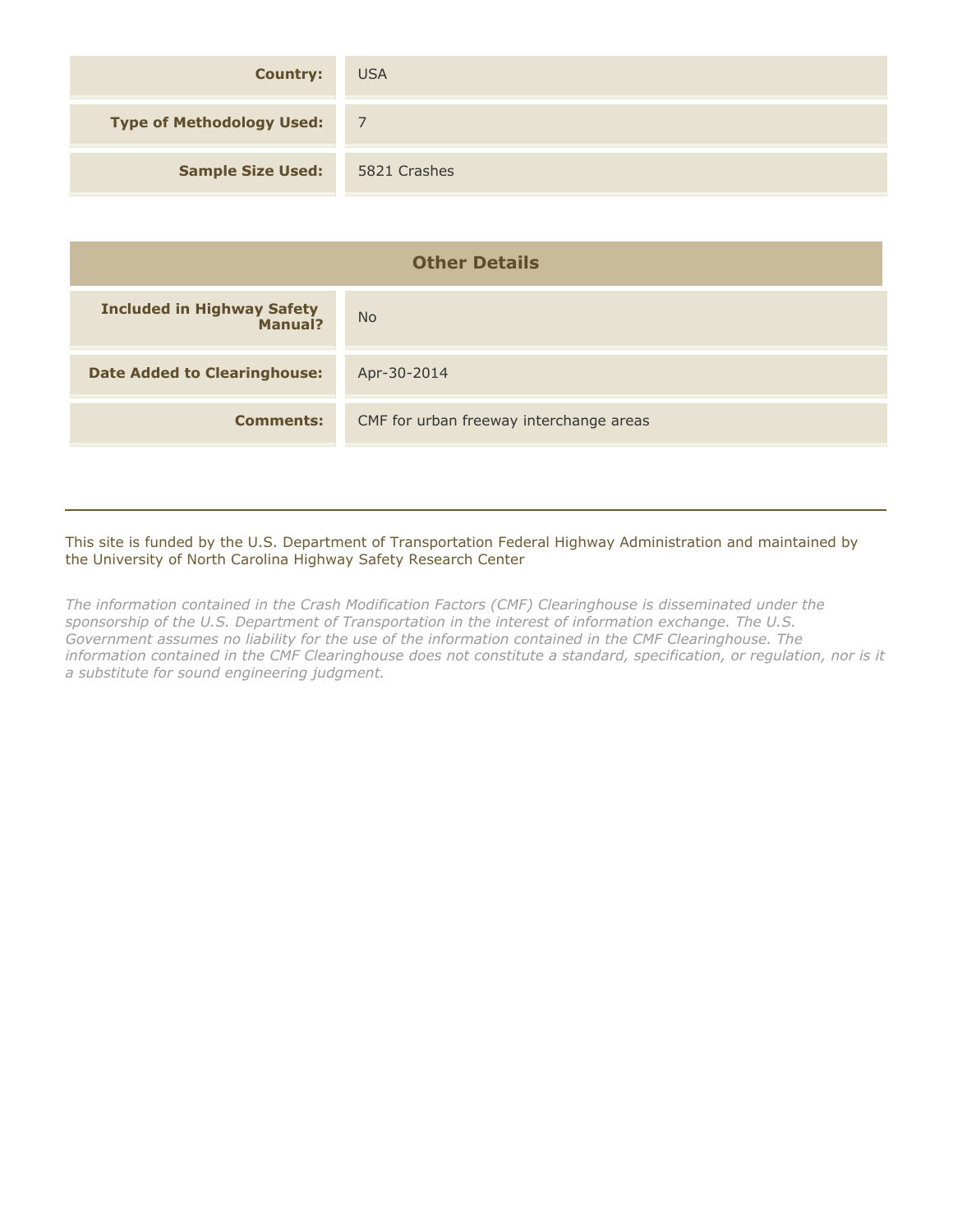| | |
|---|---|
| **Country:** | USA |
| **Type of Methodology Used:** | 7 |
| **Sample Size Used:** | 5821 Crashes |

## Other Details

| | |
|---|---|
| **Included in Highway Safety Manual?** | No |
| **Date Added to Clearinghouse:** | Apr-30-2014 |
| **Comments:** | CMF for urban freeway interchange areas |

---

This site is funded by the U.S. Department of Transportation Federal Highway Administration and maintained by the University of North Carolina Highway Safety Research Center

*The information contained in the Crash Modification Factors (CMF) Clearinghouse is disseminated under the sponsorship of the U.S. Department of Transportation in the interest of information exchange. The U.S. Government assumes no liability for the use of the information contained in the CMF Clearinghouse. The information contained in the CMF Clearinghouse does not constitute a standard, specification, or regulation, nor is it a substitute for sound engineering judgment.*